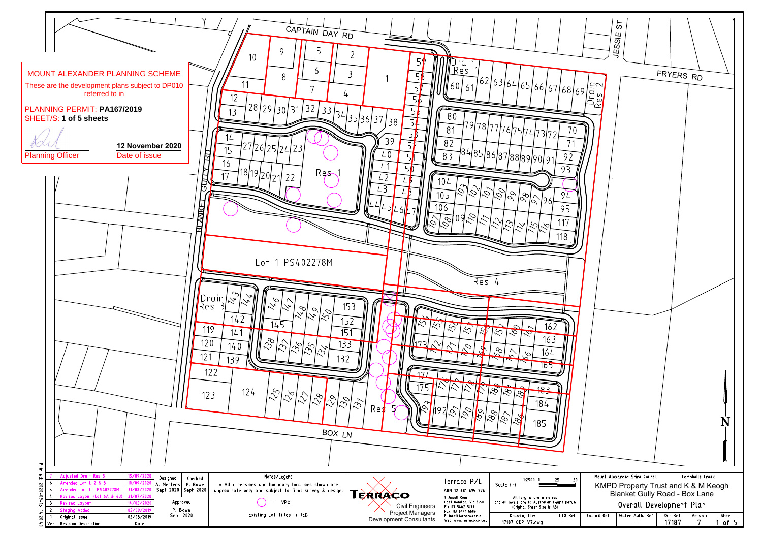**MOUNT ALEXANDER PLANNING SCHEME**

These are the development plans subject to DP010 referred to in

PLANNING PERMIT: **PA167/2019**

SHEET/S: **1 of 5 sheets**

Planning Officer

**12 November 2020**

Date of issue

CAPTAIN DAY RD

FRYERS RD

JESSIE ST

BLANKET GULLY RD

BOX LN

Lot 1 PS402278M

Res 1

Res 4

Res 5

Drain Res 1

Drain Res 2

Drain Res 3

| Ver | Revision Description | Date |
|---|---|---|
| 7 | Adjusted Drain Res 3 | 15/09/2020 |
| 6 | Amended Lot 1, 2 & 3 | 10/09/2020 |
| 5 | Amended Lot 1 - PS402278M | 31/08/2020 |
| 4 | Revised Layout (Lot 6A & 6B) | 31/07/2020 |
| 3 | Revised Layout | 14/05/2020 |
| 2 | Staging Added | 05/09/2019 |
| 1 | Original Issue | 05/03/2019 |

| Designed | Checked |
|---|---|
| A. Mertens | P. Bowe |
| Sept 2020 | Sept 2020 |

Approved: P. Bowe, Sept 2020

Notes/Legend

* All dimensions and boundary locations shown are approximate only and subject to final survey & design.

○ - VPO

Existing Lot Titles in RED

TERRACO — Civil Engineers, Project Managers, Development Consultants

Terraco P/L
ABN 12 681 695 776
9 Jewell Court
East Bendigo, Vic 3550
Ph: 03 5442 5799
Fax: 03 5441 5566
E: info@terraco.com.au
Web: www.terraco.com.au

Scale (m) 1:2500 0 25 50

All lengths are in metres and all levels are to Australian Height Datum (Original Sheet Size is A3)

| Drawing file: | LTO Ref: | Council Ref: | Water Auth. Ref: | Our Ref: | Version | Sheet |
|---|---|---|---|---|---|---|
| 17187 ODP V7.dwg | ---- | ---- | ---- | 17187 | 7 | 1 of 5 |

Mount Alexander Shire Council — Campbells Creek

KMPD Property Trust and K & M Keogh
Blanket Gully Road - Box Lane

Overall Development Plan

Printed: 2020-09-15 14:20:40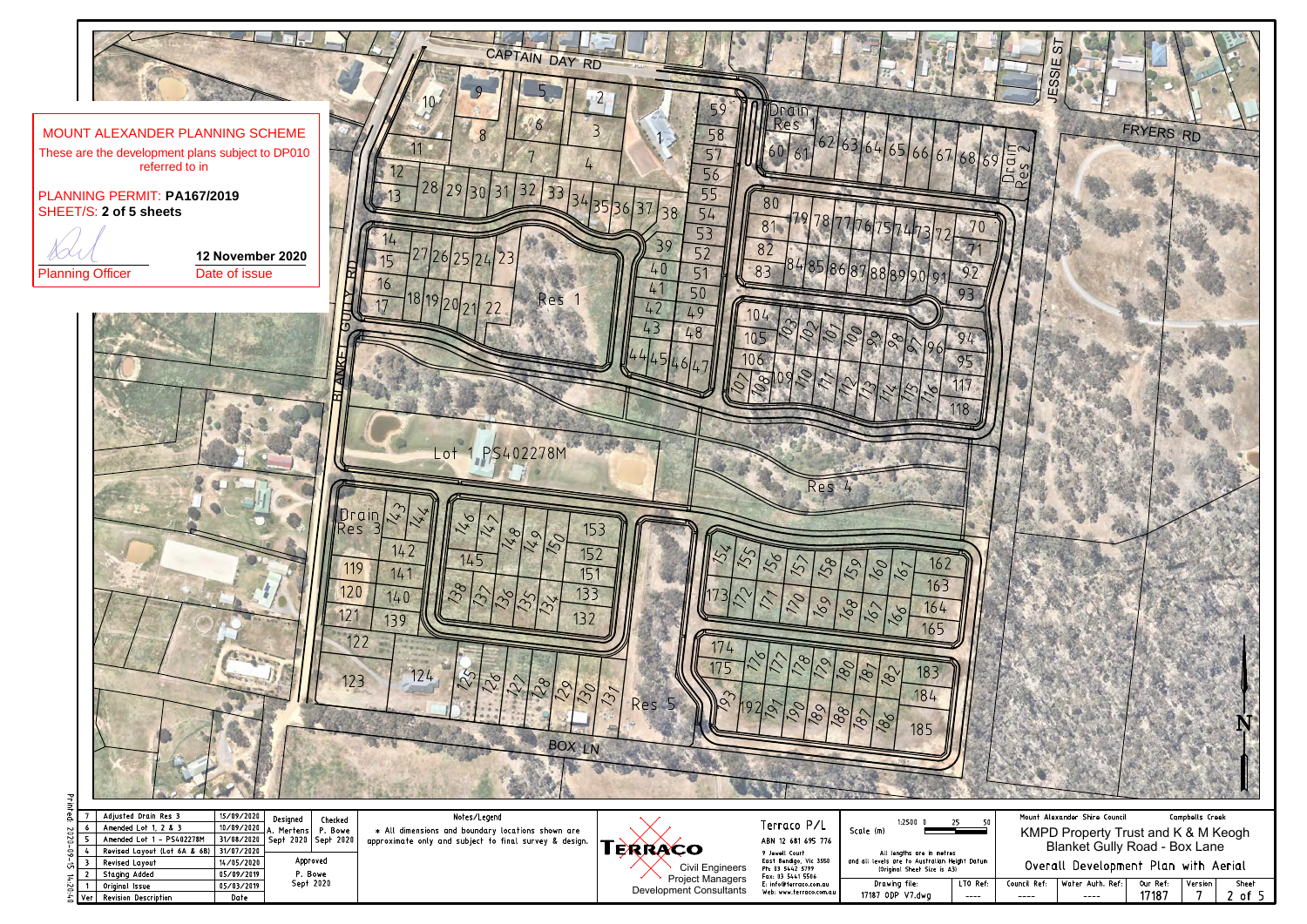MOUNT ALEXANDER PLANNING SCHEME

These are the development plans subject to DP010 referred to in

PLANNING PERMIT: **PA167/2019**

SHEET/S: **2 of 5 sheets**

Planning Officer

**12 November 2020**

Date of issue

CAPTAIN DAY RD

FRYERS RD

JESSIE ST

BLANKET GULLY RD

BOX LN

Drain Res 1

Drain Res 2

Drain Res 3

Res 1

Res 4

Res 5

Lot 1 PS402278M

| Ver | Revision Description | Date |
|---|---|---|
| 7 | Adjusted Drain Res 3 | 15/09/2020 |
| 6 | Amended Lot 1, 2 & 3 | 10/09/2020 |
| 5 | Amended Lot 1 - PS402278M | 31/08/2020 |
| 4 | Revised Layout (Lot 6A & 6B) | 31/07/2020 |
| 3 | Revised Layout | 14/05/2020 |
| 2 | Staging Added | 05/09/2019 |
| 1 | Original Issue | 05/03/2019 |

| Designed | Checked |
|---|---|
| A. Mertens | P. Bowe |
| Sept 2020 | Sept 2020 |

Approved
P. Bowe
Sept 2020

Notes/Legend

* All dimensions and boundary locations shown are approximate only and subject to final survey & design.

TERRACO
Civil Engineers
Project Managers
Development Consultants

Terraco P/L
ABN 12 681 695 776
9 Jewell Court
East Bendigo, Vic 3550
Ph: 03 5442 5799
Fax: 03 5441 5506
E: info@terraco.com.au
Web: www.terraco.com.au

Scale (m) 1:2500 0 25 50

All lengths are in metres and all levels are to Australian Height Datum (Original Sheet Size is A3)

| Drawing file: | LTO Ref: |
|---|---|
| 17187 ODP V7.dwg | ---- |

Mount Alexander Shire Council — Campbells Creek

KMPD Property Trust and K & M Keogh
Blanket Gully Road - Box Lane

Overall Development Plan with Aerial

| Council Ref: | Water Auth. Ref: | Our Ref: | Version | Sheet |
|---|---|---|---|---|
| ---- | ---- | 17187 | 7 | 2 of 5 |

Printed: 2020-09-15 14:20:40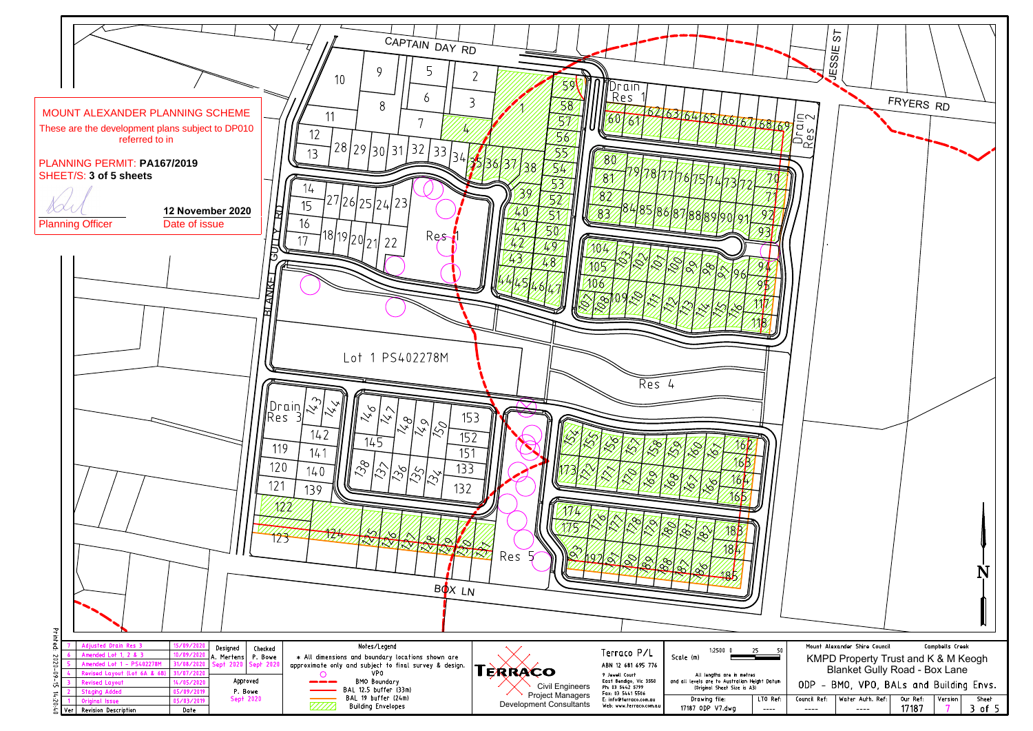MOUNT ALEXANDER PLANNING SCHEME

These are the development plans subject to DP010 referred to in

PLANNING PERMIT: **PA167/2019**

SHEET/S: **3 of 5 sheets**

Planning Officer

**12 November 2020**

Date of issue

CAPTAIN DAY RD

FRYERS RD

JESSIE ST

BLANKET GULLY RD

BOX LN

Lot 1 PS402278M

Drain Res 1

Drain Res 2

Drain Res 3

Res 1

Res 4

Res 5

N

Printed: 2020-09-15 14:20:40

| Ver | Revision Description | Date |
|---|---|---|
| 7 | Adjusted Drain Res 3 | 15/09/2020 |
| 6 | Amended Lot 1, 2 & 3 | 10/09/2020 |
| 5 | Amended Lot 1 - PS402278M | 31/08/2020 |
| 4 | Revised Layout (Lot 6A & 6B) | 31/07/2020 |
| 3 | Revised Layout | 14/05/2020 |
| 2 | Staging Added | 05/09/2019 |
| 1 | Original Issue | 05/03/2019 |

| Designed | Checked |
|---|---|
| A. Mertens | P. Bowe |
| Sept 2020 | Sept 2020 |
| Approved | |
| P. Bowe | |
| Sept 2020 | |

Notes/Legend

* All dimensions and boundary locations shown are approximate only and subject to final survey & design.

- VPO
- BMO Boundary
- BAL 12.5 buffer (33m)
- BAL 19 buffer (24m)
- Building Envelopes

TERRACO — Civil Engineers, Project Managers, Development Consultants

Terraco P/L
ABN 12 681 695 776
9 Jewell Court
East Bendigo, Vic 3550
Ph: 03 5442 5799
Fax: 03 5441 5506
E: info@terraco.com.au
Web: www.terraco.com.au

Scale (m) 1:2500 0 25 50

All lengths are in metres and all levels are to Australian Height Datum (Original Sheet Size is A3)

| Drawing file: | LTO Ref: |
|---|---|
| 17187 ODP V7.dwg | ---- |

Mount Alexander Shire Council — Campbells Creek

KMPD Property Trust and K & M Keogh
Blanket Gully Road - Box Lane

ODP - BMO, VPO, BALs and Building Envs.

| Council Ref: | Water Auth. Ref: | Our Ref: | Version | Sheet |
|---|---|---|---|---|
| ---- | ---- | 17187 | 7 | 3 of 5 |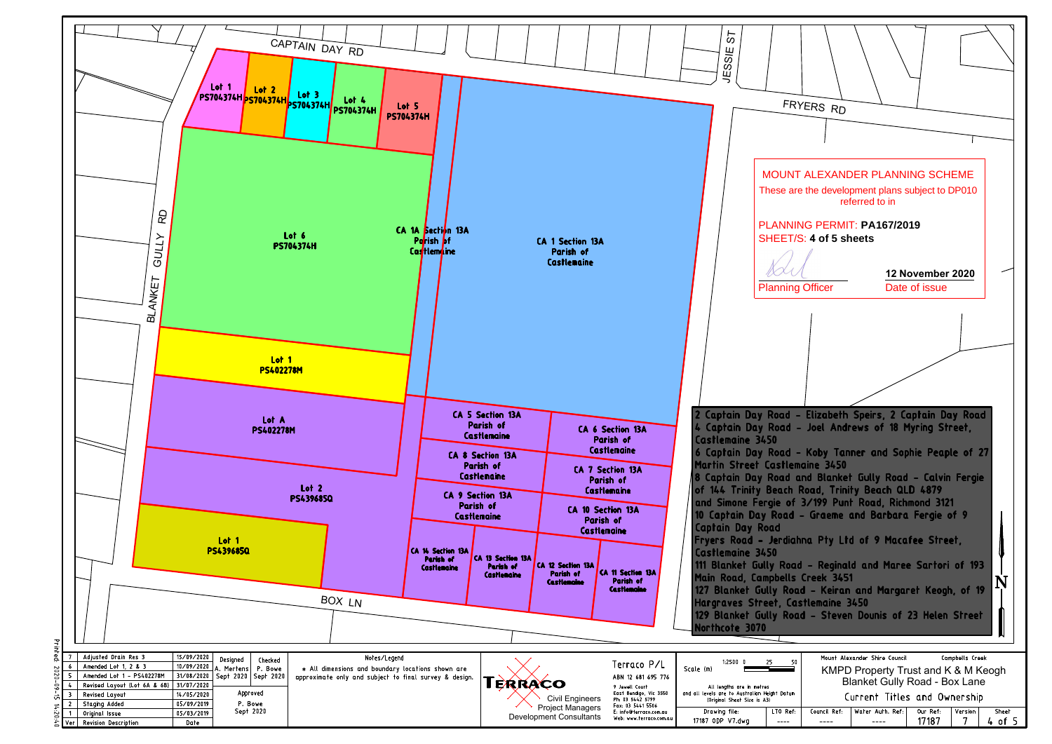CAPTAIN DAY RD

JESSIE ST

FRYERS RD

BLANKET GULLY RD

BOX LN

Lot 1 PS704374H

Lot 2 PS704374H

Lot 3 PS704374H

Lot 4 PS704374H

Lot 5 PS704374H

Lot 6 PS704374H

CA 1A Section 13A Parish of Castlemaine

CA 1 Section 13A Parish of Castlemaine

Lot 1 PS402278M

Lot A PS402278M

Lot 2 PS439685Q

Lot 1 PS439685Q

CA 5 Section 13A Parish of Castlemaine

CA 6 Section 13A Parish of Castlemaine

CA 8 Section 13A Parish of Castlemaine

CA 7 Section 13A Parish of Castlemaine

CA 9 Section 13A Parish of Castlemaine

CA 10 Section 13A Parish of Castlemaine

CA 14 Section 13A Parish of Castlemaine

CA 13 Section 13A Parish of Castlemaine

CA 12 Section 13A Parish of Castlemaine

CA 11 Section 13A Parish of Castlemaine

**MOUNT ALEXANDER PLANNING SCHEME**

These are the development plans subject to DP010 referred to in

PLANNING PERMIT: **PA167/2019**

SHEET/S: **4 of 5 sheets**

Planning Officer

**12 November 2020**

Date of issue

2 Captain Day Road - Elizabeth Speirs, 2 Captain Day Road
4 Captain Day Road - Joel Andrews of 18 Myring Street, Castlemaine 3450
6 Captain Day Road - Koby Tanner and Sophie Peaple of 27 Martin Street Castlemaine 3450
8 Captain Day Road and Blanket Gully Road - Calvin Fergie of 144 Trinity Beach Road, Trinity Beach QLD 4879 and Simone Fergie of 3/199 Punt Road, Richmond 3121
10 Captain Day Road - Graeme and Barbara Fergie of 9 Captain Day Road
Fryers Road - Jerdiahna Pty Ltd of 9 Macafee Street, Castlemaine 3450
111 Blanket Gully Road - Reginald and Maree Sartori of 193 Main Road, Campbells Creek 3451
127 Blanket Gully Road - Keiran and Margaret Keogh, of 19 Hargraves Street, Castlemaine 3450
129 Blanket Gully Road - Steven Dounis of 23 Helen Street Northcote 3070

N

| Ver | Revision Description | Date |
|---|---|---|
| 7 | Adjusted Drain Res 3 | 15/09/2020 |
| 6 | Amended Lot 1, 2 & 3 | 10/09/2020 |
| 5 | Amended Lot 1 - PS402278M | 31/08/2020 |
| 4 | Revised Layout (Lot 6A & 6B) | 31/07/2020 |
| 3 | Revised Layout | 14/05/2020 |
| 2 | Staging Added | 05/09/2019 |
| 1 | Original Issue | 05/03/2019 |

Designed: A. Mertens, Sept 2020
Checked: P. Bowe, Sept 2020
Approved: P. Bowe, Sept 2020

Notes/Legend
* All dimensions and boundary locations shown are approximate only and subject to final survey & design.

TERRACO
Civil Engineers
Project Managers
Development Consultants

Terraco P/L
ABN 12 681 695 776
9 Jewell Court
East Bendigo, Vic 3550
Ph: 03 5442 5799
Fax: 03 5441 5506
E: info@terraco.com.au
Web: www.terraco.com.au

Scale (m) 1:2500 0 25 50

All lengths are in metres and all levels are to Australian Height Datum (Original Sheet Size is A3)

Drawing file: 17187 ODP V7.dwg
LTO Ref: ----

Mount Alexander Shire Council — Campbells Creek

KMPD Property Trust and K & M Keogh
Blanket Gully Road - Box Lane

Current Titles and Ownership

| Council Ref: | Water Auth. Ref: | Our Ref: | Version | Sheet |
|---|---|---|---|---|
| ---- | ---- | 17187 | 7 | 4 of 5 |

Printed: 2020-09-15 14:20:40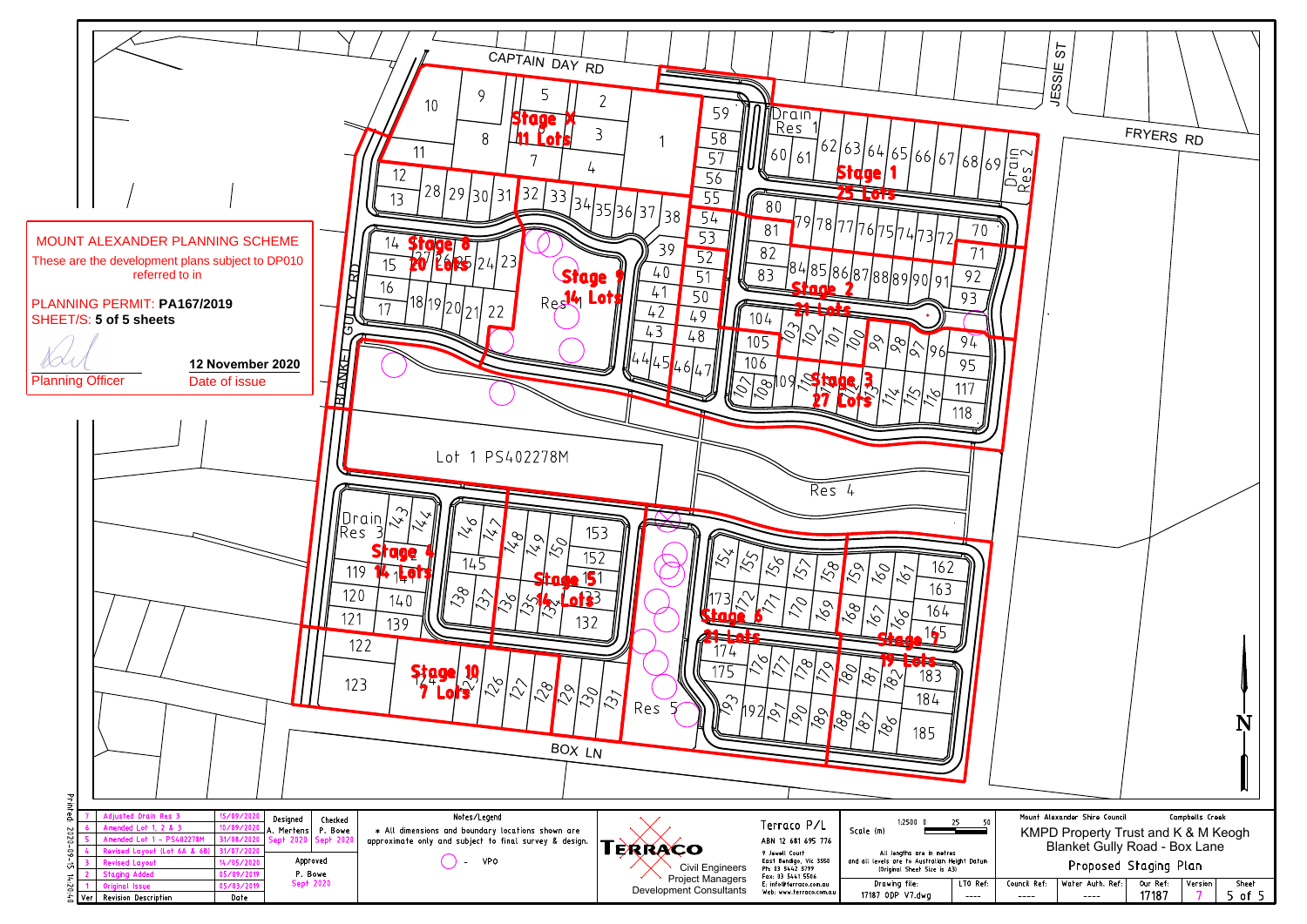# MOUNT ALEXANDER PLANNING SCHEME

These are the development plans subject to DP010 referred to in

PLANNING PERMIT: PA167/2019
SHEET/S: 5 of 5 sheets

Planning Officer

12 November 2020
Date of issue

CAPTAIN DAY RD

FRYERS RD

JESSIE ST

BLANKET GULLY RD

BOX LN

Stage X 11 Lots

Stage 1 25 Lots

Stage 2 21 Lots

Stage 3 27 Lots

Stage 4 14 Lots

Stage 5 14 Lots

Stage 6 21 Lots

Stage 7 19 Lots

Stage 8 20 Lots

Stage 9 14 Lots

Stage 10 7 Lots

Drain Res 1

Drain Res 2

Drain Res 3

Res 1

Res 4

Res 5

Lot 1 PS402278M

N

| Ver | Revision Description | Date |
|---|---|---|
| 7 | Adjusted Drain Res 3 | 15/09/2020 |
| 6 | Amended Lot 1, 2 & 3 | 10/09/2020 |
| 5 | Amended Lot 1 - PS402278M | 31/08/2020 |
| 4 | Revised Layout (Lot 6A & 6B) | 31/07/2020 |
| 3 | Revised Layout | 14/05/2020 |
| 2 | Staging Added | 05/09/2019 |
| 1 | Original Issue | 05/03/2019 |

Designed: A. Mertens, Sept 2020
Checked: P. Bowe, Sept 2020
Approved: P. Bowe, Sept 2020

Notes/Legend

* All dimensions and boundary locations shown are approximate only and subject to final survey & design.

VPO

TERRACO
Civil Engineers
Project Managers
Development Consultants

Terraco P/L
ABN 12 681 695 776
9 Jewell Court
East Bendigo, Vic 3550
Ph: 03 5442 5799
Fax: 03 5441 5506
E: info@terraco.com.au
Web: www.terraco.com.au

Scale (m) 1:2500 0 25 50

All lengths are in metres and all levels are to Australian Height Datum (Original Sheet Size is A3)

Drawing file: 17187 ODP V7.dwg
LTO Ref: ----

Mount Alexander Shire Council
Campbells Creek

KMPD Property Trust and K & M Keogh
Blanket Gully Road - Box Lane

Proposed Staging Plan

| Council Ref: | Water Auth. Ref: | Our Ref: | Version | Sheet |
|---|---|---|---|---|
| ---- | ---- | 17187 | 7 | 5 of 5 |

Printed: 2020-09-15 14:28:40